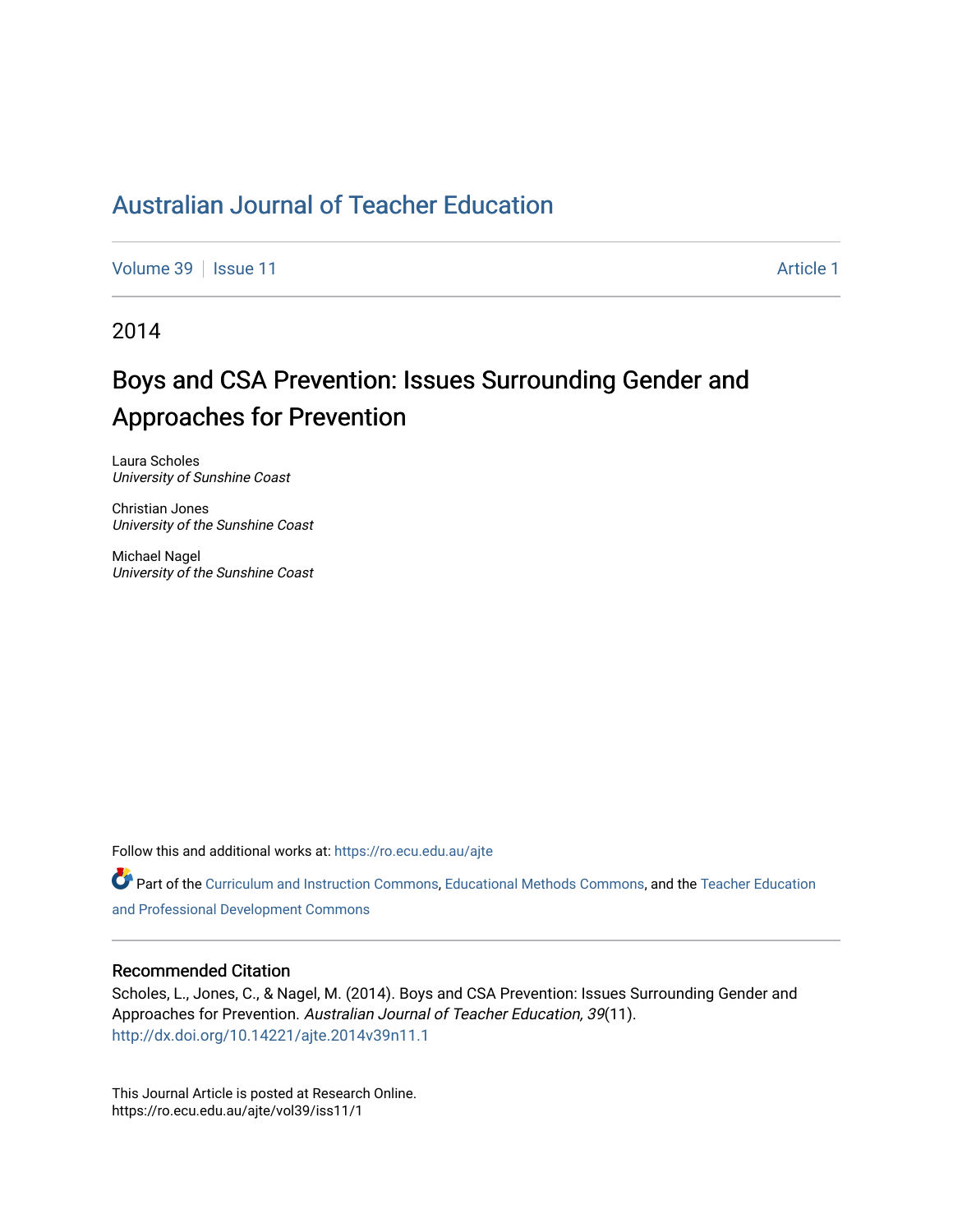# Australian Journal of Teacher Education

Volume 39 | Issue 11 | Article 1

2014

## Boys and CSA Prevention: Issues Surrounding Gender and Approaches for Prevention

Laura Scholes
*University of Sunshine Coast*

Christian Jones
*University of the Sunshine Coast*

Michael Nagel
*University of the Sunshine Coast*

Follow this and additional works at: https://ro.ecu.edu.au/ajte

Part of the Curriculum and Instruction Commons, Educational Methods Commons, and the Teacher Education and Professional Development Commons

### Recommended Citation

Scholes, L., Jones, C., & Nagel, M. (2014). Boys and CSA Prevention: Issues Surrounding Gender and Approaches for Prevention. *Australian Journal of Teacher Education, 39*(11).
http://dx.doi.org/10.14221/ajte.2014v39n11.1

This Journal Article is posted at Research Online.
https://ro.ecu.edu.au/ajte/vol39/iss11/1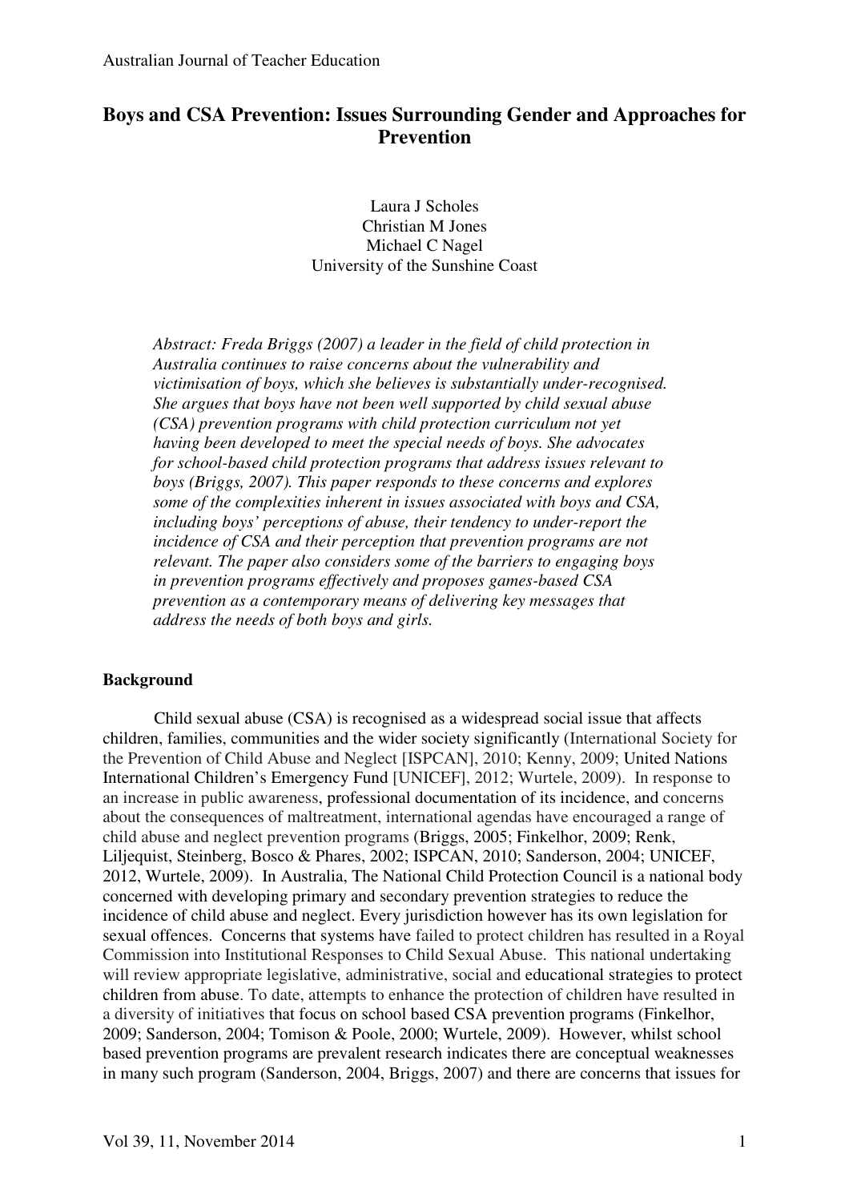# Boys and CSA Prevention: Issues Surrounding Gender and Approaches for Prevention

Laura J Scholes
Christian M Jones
Michael C Nagel
University of the Sunshine Coast

*Abstract: Freda Briggs (2007) a leader in the field of child protection in Australia continues to raise concerns about the vulnerability and victimisation of boys, which she believes is substantially under-recognised. She argues that boys have not been well supported by child sexual abuse (CSA) prevention programs with child protection curriculum not yet having been developed to meet the special needs of boys. She advocates for school-based child protection programs that address issues relevant to boys (Briggs, 2007). This paper responds to these concerns and explores some of the complexities inherent in issues associated with boys and CSA, including boys' perceptions of abuse, their tendency to under-report the incidence of CSA and their perception that prevention programs are not relevant. The paper also considers some of the barriers to engaging boys in prevention programs effectively and proposes games-based CSA prevention as a contemporary means of delivering key messages that address the needs of both boys and girls.*

## Background

Child sexual abuse (CSA) is recognised as a widespread social issue that affects children, families, communities and the wider society significantly (International Society for the Prevention of Child Abuse and Neglect [ISPCAN], 2010; Kenny, 2009; United Nations International Children's Emergency Fund [UNICEF], 2012; Wurtele, 2009). In response to an increase in public awareness, professional documentation of its incidence, and concerns about the consequences of maltreatment, international agendas have encouraged a range of child abuse and neglect prevention programs (Briggs, 2005; Finkelhor, 2009; Renk, Liljequist, Steinberg, Bosco & Phares, 2002; ISPCAN, 2010; Sanderson, 2004; UNICEF, 2012, Wurtele, 2009). In Australia, The National Child Protection Council is a national body concerned with developing primary and secondary prevention strategies to reduce the incidence of child abuse and neglect. Every jurisdiction however has its own legislation for sexual offences. Concerns that systems have failed to protect children has resulted in a Royal Commission into Institutional Responses to Child Sexual Abuse. This national undertaking will review appropriate legislative, administrative, social and educational strategies to protect children from abuse. To date, attempts to enhance the protection of children have resulted in a diversity of initiatives that focus on school based CSA prevention programs (Finkelhor, 2009; Sanderson, 2004; Tomison & Poole, 2000; Wurtele, 2009). However, whilst school based prevention programs are prevalent research indicates there are conceptual weaknesses in many such program (Sanderson, 2004, Briggs, 2007) and there are concerns that issues for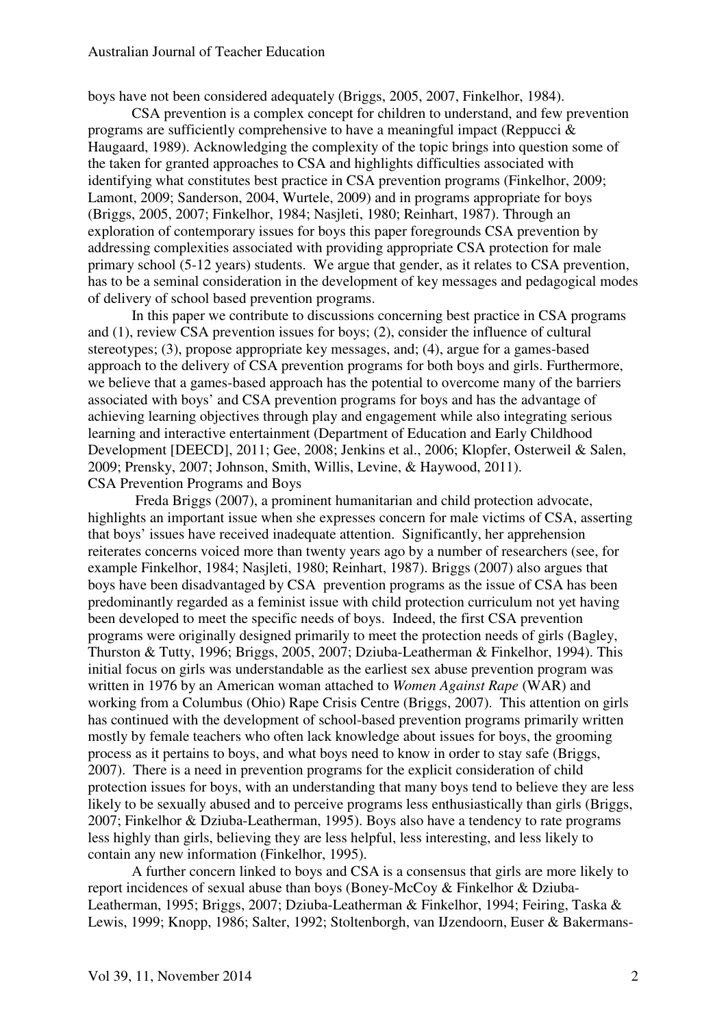boys have not been considered adequately (Briggs, 2005, 2007, Finkelhor, 1984).

CSA prevention is a complex concept for children to understand, and few prevention programs are sufficiently comprehensive to have a meaningful impact (Reppucci & Haugaard, 1989). Acknowledging the complexity of the topic brings into question some of the taken for granted approaches to CSA and highlights difficulties associated with identifying what constitutes best practice in CSA prevention programs (Finkelhor, 2009; Lamont, 2009; Sanderson, 2004, Wurtele, 2009) and in programs appropriate for boys (Briggs, 2005, 2007; Finkelhor, 1984; Nasjleti, 1980; Reinhart, 1987). Through an exploration of contemporary issues for boys this paper foregrounds CSA prevention by addressing complexities associated with providing appropriate CSA protection for male primary school (5-12 years) students. We argue that gender, as it relates to CSA prevention, has to be a seminal consideration in the development of key messages and pedagogical modes of delivery of school based prevention programs.

In this paper we contribute to discussions concerning best practice in CSA programs and (1), review CSA prevention issues for boys; (2), consider the influence of cultural stereotypes; (3), propose appropriate key messages, and; (4), argue for a games-based approach to the delivery of CSA prevention programs for both boys and girls. Furthermore, we believe that a games-based approach has the potential to overcome many of the barriers associated with boys' and CSA prevention programs for boys and has the advantage of achieving learning objectives through play and engagement while also integrating serious learning and interactive entertainment (Department of Education and Early Childhood Development [DEECD], 2011; Gee, 2008; Jenkins et al., 2006; Klopfer, Osterweil & Salen, 2009; Prensky, 2007; Johnson, Smith, Willis, Levine, & Haywood, 2011).

## CSA Prevention Programs and Boys

Freda Briggs (2007), a prominent humanitarian and child protection advocate, highlights an important issue when she expresses concern for male victims of CSA, asserting that boys' issues have received inadequate attention. Significantly, her apprehension reiterates concerns voiced more than twenty years ago by a number of researchers (see, for example Finkelhor, 1984; Nasjleti, 1980; Reinhart, 1987). Briggs (2007) also argues that boys have been disadvantaged by CSA prevention programs as the issue of CSA has been predominantly regarded as a feminist issue with child protection curriculum not yet having been developed to meet the specific needs of boys. Indeed, the first CSA prevention programs were originally designed primarily to meet the protection needs of girls (Bagley, Thurston & Tutty, 1996; Briggs, 2005, 2007; Dziuba-Leatherman & Finkelhor, 1994). This initial focus on girls was understandable as the earliest sex abuse prevention program was written in 1976 by an American woman attached to *Women Against Rape* (WAR) and working from a Columbus (Ohio) Rape Crisis Centre (Briggs, 2007). This attention on girls has continued with the development of school-based prevention programs primarily written mostly by female teachers who often lack knowledge about issues for boys, the grooming process as it pertains to boys, and what boys need to know in order to stay safe (Briggs, 2007). There is a need in prevention programs for the explicit consideration of child protection issues for boys, with an understanding that many boys tend to believe they are less likely to be sexually abused and to perceive programs less enthusiastically than girls (Briggs, 2007; Finkelhor & Dziuba-Leatherman, 1995). Boys also have a tendency to rate programs less highly than girls, believing they are less helpful, less interesting, and less likely to contain any new information (Finkelhor, 1995).

A further concern linked to boys and CSA is a consensus that girls are more likely to report incidences of sexual abuse than boys (Boney-McCoy & Finkelhor & Dziuba-Leatherman, 1995; Briggs, 2007; Dziuba-Leatherman & Finkelhor, 1994; Feiring, Taska & Lewis, 1999; Knopp, 1986; Salter, 1992; Stoltenborgh, van IJzendoorn, Euser & Bakermans-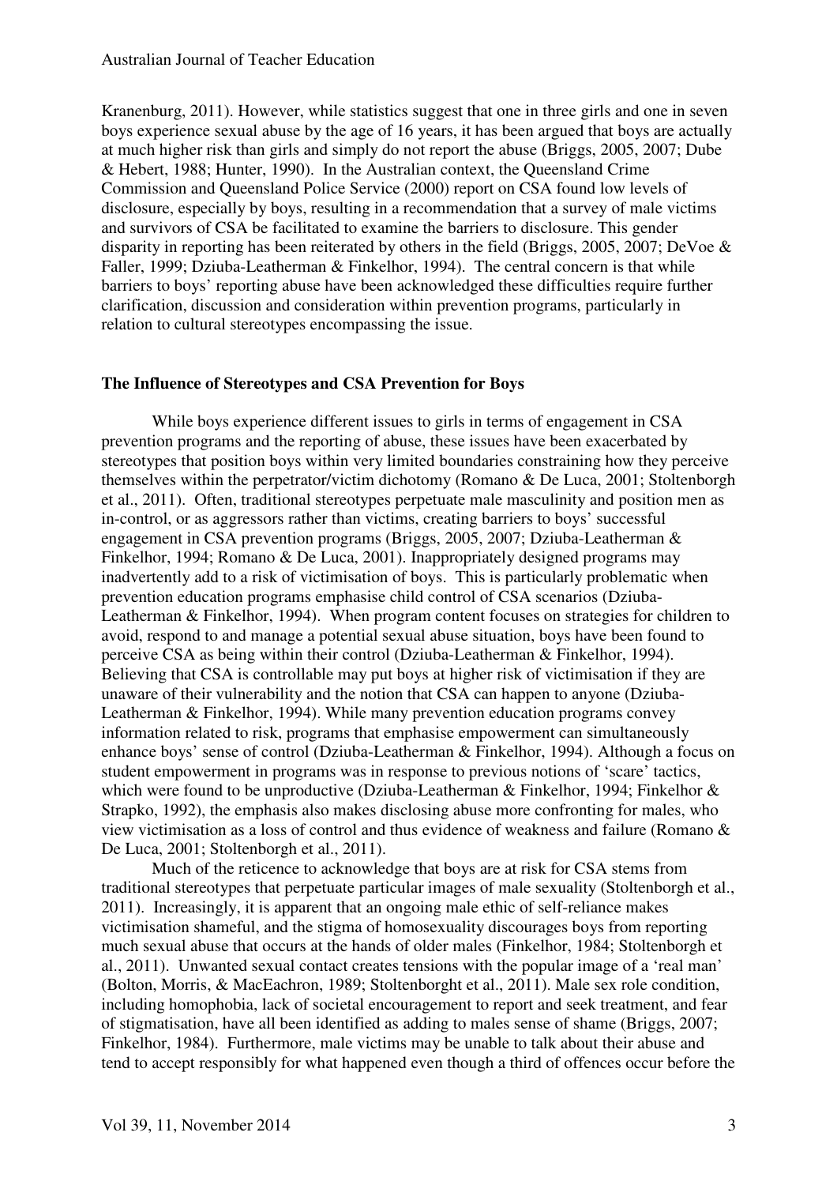Kranenburg, 2011). However, while statistics suggest that one in three girls and one in seven boys experience sexual abuse by the age of 16 years, it has been argued that boys are actually at much higher risk than girls and simply do not report the abuse (Briggs, 2005, 2007; Dube & Hebert, 1988; Hunter, 1990). In the Australian context, the Queensland Crime Commission and Queensland Police Service (2000) report on CSA found low levels of disclosure, especially by boys, resulting in a recommendation that a survey of male victims and survivors of CSA be facilitated to examine the barriers to disclosure. This gender disparity in reporting has been reiterated by others in the field (Briggs, 2005, 2007; DeVoe & Faller, 1999; Dziuba-Leatherman & Finkelhor, 1994). The central concern is that while barriers to boys' reporting abuse have been acknowledged these difficulties require further clarification, discussion and consideration within prevention programs, particularly in relation to cultural stereotypes encompassing the issue.

**The Influence of Stereotypes and CSA Prevention for Boys**

While boys experience different issues to girls in terms of engagement in CSA prevention programs and the reporting of abuse, these issues have been exacerbated by stereotypes that position boys within very limited boundaries constraining how they perceive themselves within the perpetrator/victim dichotomy (Romano & De Luca, 2001; Stoltenborgh et al., 2011). Often, traditional stereotypes perpetuate male masculinity and position men as in-control, or as aggressors rather than victims, creating barriers to boys' successful engagement in CSA prevention programs (Briggs, 2005, 2007; Dziuba-Leatherman & Finkelhor, 1994; Romano & De Luca, 2001). Inappropriately designed programs may inadvertently add to a risk of victimisation of boys. This is particularly problematic when prevention education programs emphasise child control of CSA scenarios (Dziuba-Leatherman & Finkelhor, 1994). When program content focuses on strategies for children to avoid, respond to and manage a potential sexual abuse situation, boys have been found to perceive CSA as being within their control (Dziuba-Leatherman & Finkelhor, 1994). Believing that CSA is controllable may put boys at higher risk of victimisation if they are unaware of their vulnerability and the notion that CSA can happen to anyone (Dziuba-Leatherman & Finkelhor, 1994). While many prevention education programs convey information related to risk, programs that emphasise empowerment can simultaneously enhance boys' sense of control (Dziuba-Leatherman & Finkelhor, 1994). Although a focus on student empowerment in programs was in response to previous notions of 'scare' tactics, which were found to be unproductive (Dziuba-Leatherman & Finkelhor, 1994; Finkelhor & Strapko, 1992), the emphasis also makes disclosing abuse more confronting for males, who view victimisation as a loss of control and thus evidence of weakness and failure (Romano & De Luca, 2001; Stoltenborgh et al., 2011).

Much of the reticence to acknowledge that boys are at risk for CSA stems from traditional stereotypes that perpetuate particular images of male sexuality (Stoltenborgh et al., 2011). Increasingly, it is apparent that an ongoing male ethic of self-reliance makes victimisation shameful, and the stigma of homosexuality discourages boys from reporting much sexual abuse that occurs at the hands of older males (Finkelhor, 1984; Stoltenborgh et al., 2011). Unwanted sexual contact creates tensions with the popular image of a 'real man' (Bolton, Morris, & MacEachron, 1989; Stoltenborght et al., 2011). Male sex role condition, including homophobia, lack of societal encouragement to report and seek treatment, and fear of stigmatisation, have all been identified as adding to males sense of shame (Briggs, 2007; Finkelhor, 1984). Furthermore, male victims may be unable to talk about their abuse and tend to accept responsibly for what happened even though a third of offences occur before the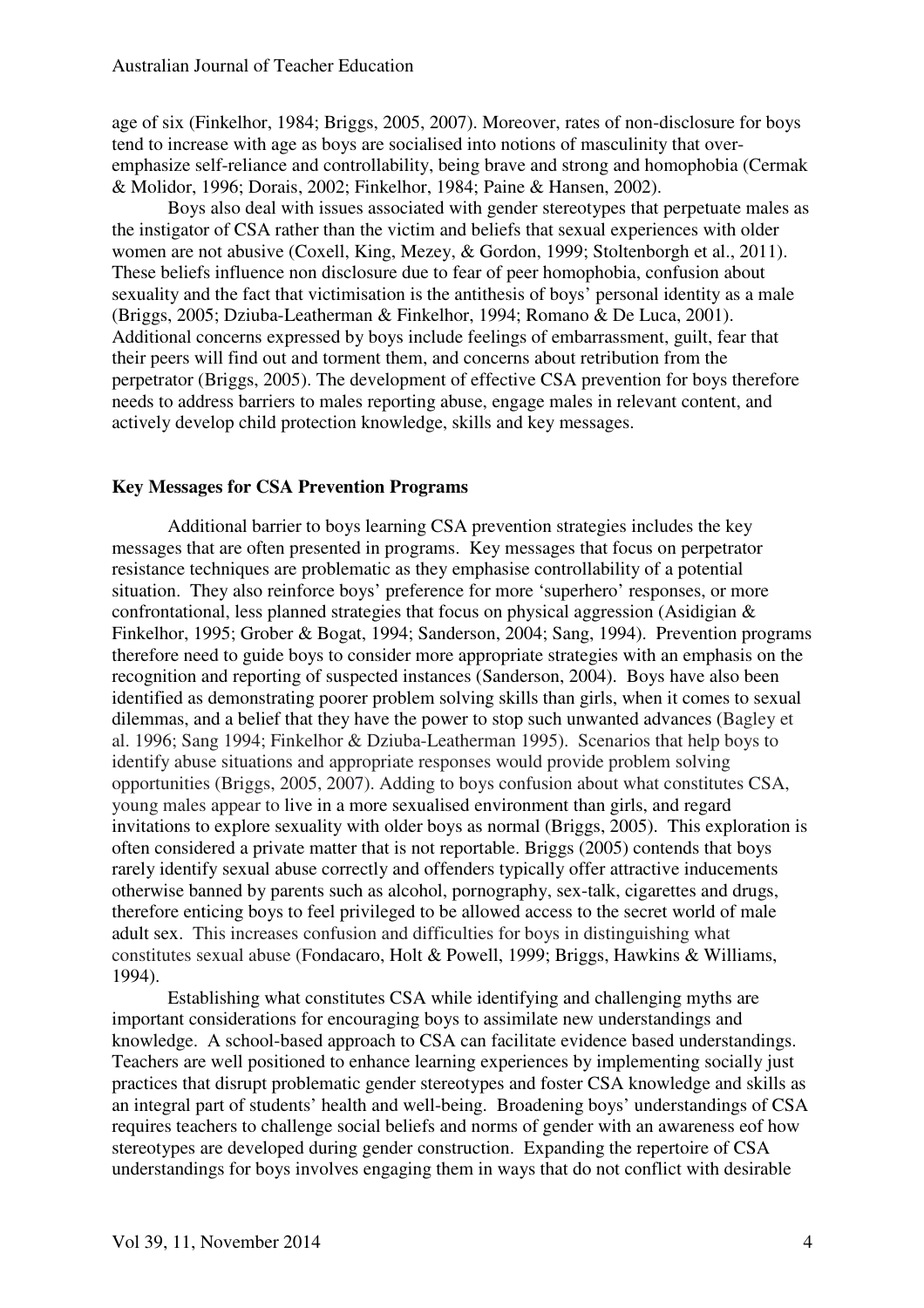age of six (Finkelhor, 1984; Briggs, 2005, 2007). Moreover, rates of non-disclosure for boys tend to increase with age as boys are socialised into notions of masculinity that over-emphasize self-reliance and controllability, being brave and strong and homophobia (Cermak & Molidor, 1996; Dorais, 2002; Finkelhor, 1984; Paine & Hansen, 2002).

Boys also deal with issues associated with gender stereotypes that perpetuate males as the instigator of CSA rather than the victim and beliefs that sexual experiences with older women are not abusive (Coxell, King, Mezey, & Gordon, 1999; Stoltenborgh et al., 2011). These beliefs influence non disclosure due to fear of peer homophobia, confusion about sexuality and the fact that victimisation is the antithesis of boys' personal identity as a male (Briggs, 2005; Dziuba-Leatherman & Finkelhor, 1994; Romano & De Luca, 2001). Additional concerns expressed by boys include feelings of embarrassment, guilt, fear that their peers will find out and torment them, and concerns about retribution from the perpetrator (Briggs, 2005). The development of effective CSA prevention for boys therefore needs to address barriers to males reporting abuse, engage males in relevant content, and actively develop child protection knowledge, skills and key messages.

### Key Messages for CSA Prevention Programs

Additional barrier to boys learning CSA prevention strategies includes the key messages that are often presented in programs. Key messages that focus on perpetrator resistance techniques are problematic as they emphasise controllability of a potential situation. They also reinforce boys' preference for more 'superhero' responses, or more confrontational, less planned strategies that focus on physical aggression (Asidigian & Finkelhor, 1995; Grober & Bogat, 1994; Sanderson, 2004; Sang, 1994). Prevention programs therefore need to guide boys to consider more appropriate strategies with an emphasis on the recognition and reporting of suspected instances (Sanderson, 2004). Boys have also been identified as demonstrating poorer problem solving skills than girls, when it comes to sexual dilemmas, and a belief that they have the power to stop such unwanted advances (Bagley et al. 1996; Sang 1994; Finkelhor & Dziuba-Leatherman 1995). Scenarios that help boys to identify abuse situations and appropriate responses would provide problem solving opportunities (Briggs, 2005, 2007). Adding to boys confusion about what constitutes CSA, young males appear to live in a more sexualised environment than girls, and regard invitations to explore sexuality with older boys as normal (Briggs, 2005). This exploration is often considered a private matter that is not reportable. Briggs (2005) contends that boys rarely identify sexual abuse correctly and offenders typically offer attractive inducements otherwise banned by parents such as alcohol, pornography, sex-talk, cigarettes and drugs, therefore enticing boys to feel privileged to be allowed access to the secret world of male adult sex. This increases confusion and difficulties for boys in distinguishing what constitutes sexual abuse (Fondacaro, Holt & Powell, 1999; Briggs, Hawkins & Williams, 1994).

Establishing what constitutes CSA while identifying and challenging myths are important considerations for encouraging boys to assimilate new understandings and knowledge. A school-based approach to CSA can facilitate evidence based understandings. Teachers are well positioned to enhance learning experiences by implementing socially just practices that disrupt problematic gender stereotypes and foster CSA knowledge and skills as an integral part of students' health and well-being. Broadening boys' understandings of CSA requires teachers to challenge social beliefs and norms of gender with an awareness eof how stereotypes are developed during gender construction. Expanding the repertoire of CSA understandings for boys involves engaging them in ways that do not conflict with desirable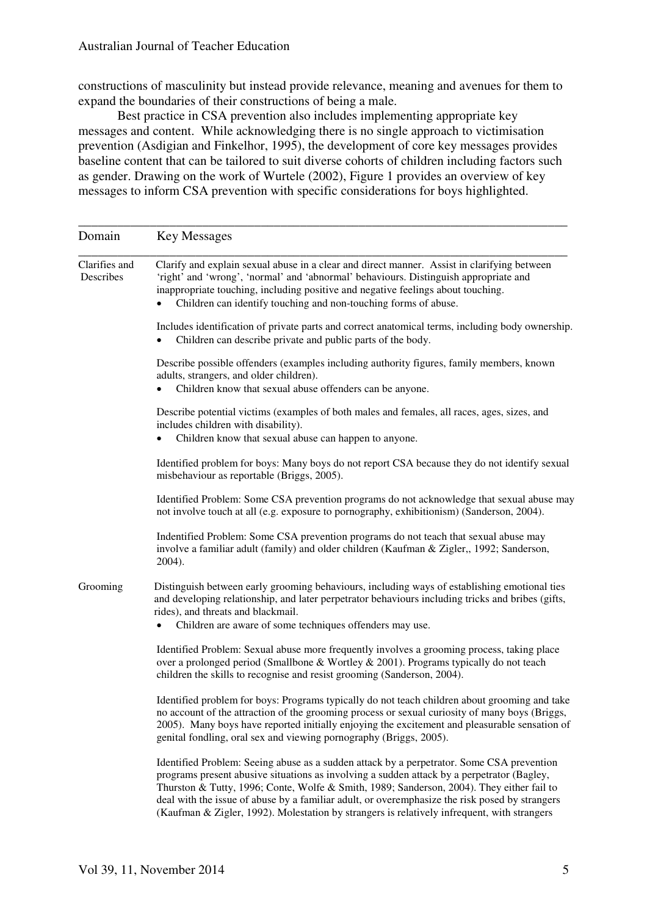constructions of masculinity but instead provide relevance, meaning and avenues for them to expand the boundaries of their constructions of being a male.

Best practice in CSA prevention also includes implementing appropriate key messages and content. While acknowledging there is no single approach to victimisation prevention (Asdigian and Finkelhor, 1995), the development of core key messages provides baseline content that can be tailored to suit diverse cohorts of children including factors such as gender. Drawing on the work of Wurtele (2002), Figure 1 provides an overview of key messages to inform CSA prevention with specific considerations for boys highlighted.

| Domain | Key Messages |
|---|---|
| Clarifies and Describes | Clarify and explain sexual abuse in a clear and direct manner. Assist in clarifying between 'right' and 'wrong', 'normal' and 'abnormal' behaviours. Distinguish appropriate and inappropriate touching, including positive and negative feelings about touching.<br>• Children can identify touching and non-touching forms of abuse.<br><br>Includes identification of private parts and correct anatomical terms, including body ownership.<br>• Children can describe private and public parts of the body.<br><br>Describe possible offenders (examples including authority figures, family members, known adults, strangers, and older children).<br>• Children know that sexual abuse offenders can be anyone.<br><br>Describe potential victims (examples of both males and females, all races, ages, sizes, and includes children with disability).<br>• Children know that sexual abuse can happen to anyone.<br><br>Identified problem for boys: Many boys do not report CSA because they do not identify sexual misbehaviour as reportable (Briggs, 2005).<br><br>Identified Problem: Some CSA prevention programs do not acknowledge that sexual abuse may not involve touch at all (e.g. exposure to pornography, exhibitionism) (Sanderson, 2004).<br><br>Indentified Problem: Some CSA prevention programs do not teach that sexual abuse may involve a familiar adult (family) and older children (Kaufman & Zigler,, 1992; Sanderson, 2004). |
| Grooming | Distinguish between early grooming behaviours, including ways of establishing emotional ties and developing relationship, and later perpetrator behaviours including tricks and bribes (gifts, rides), and threats and blackmail.<br>• Children are aware of some techniques offenders may use.<br><br>Identified Problem: Sexual abuse more frequently involves a grooming process, taking place over a prolonged period (Smallbone & Wortley & 2001). Programs typically do not teach children the skills to recognise and resist grooming (Sanderson, 2004).<br><br>Identified problem for boys: Programs typically do not teach children about grooming and take no account of the attraction of the grooming process or sexual curiosity of many boys (Briggs, 2005). Many boys have reported initially enjoying the excitement and pleasurable sensation of genital fondling, oral sex and viewing pornography (Briggs, 2005).<br><br>Identified Problem: Seeing abuse as a sudden attack by a perpetrator. Some CSA prevention programs present abusive situations as involving a sudden attack by a perpetrator (Bagley, Thurston & Tutty, 1996; Conte, Wolfe & Smith, 1989; Sanderson, 2004). They either fail to deal with the issue of abuse by a familiar adult, or overemphasize the risk posed by strangers (Kaufman & Zigler, 1992). Molestation by strangers is relatively infrequent, with strangers |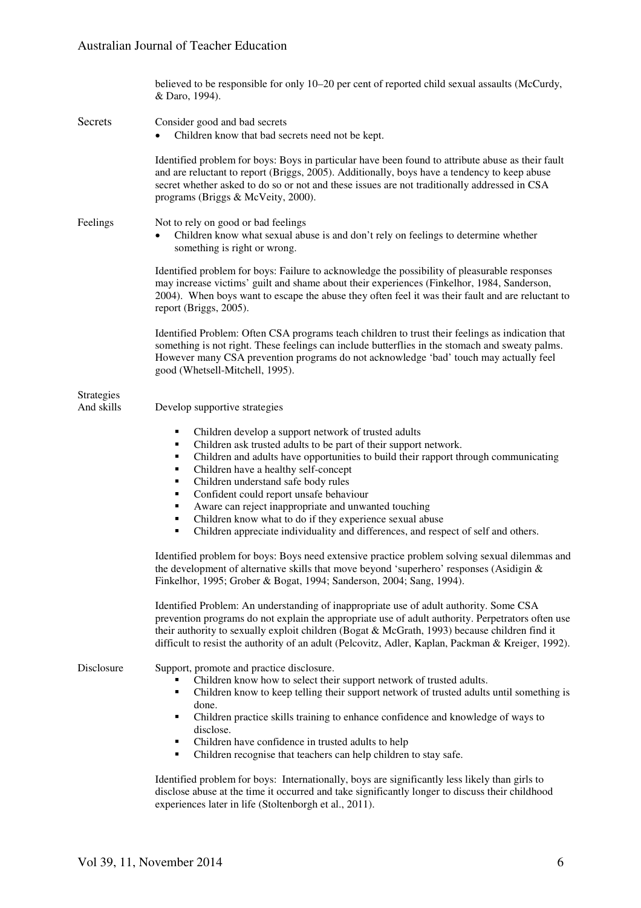| | |
|---|---|
| | believed to be responsible for only 10–20 per cent of reported child sexual assaults (McCurdy, & Daro, 1994). |
| Secrets | Consider good and bad secrets<br>• Children know that bad secrets need not be kept.<br><br>Identified problem for boys: Boys in particular have been found to attribute abuse as their fault and are reluctant to report (Briggs, 2005). Additionally, boys have a tendency to keep abuse secret whether asked to do so or not and these issues are not traditionally addressed in CSA programs (Briggs & McVeity, 2000). |
| Feelings | Not to rely on good or bad feelings<br>• Children know what sexual abuse is and don't rely on feelings to determine whether something is right or wrong.<br><br>Identified problem for boys: Failure to acknowledge the possibility of pleasurable responses may increase victims' guilt and shame about their experiences (Finkelhor, 1984, Sanderson, 2004). When boys want to escape the abuse they often feel it was their fault and are reluctant to report (Briggs, 2005).<br><br>Identified Problem: Often CSA programs teach children to trust their feelings as indication that something is not right. These feelings can include butterflies in the stomach and sweaty palms. However many CSA prevention programs do not acknowledge 'bad' touch may actually feel good (Whetsell-Mitchell, 1995). |
| Strategies And skills | Develop supportive strategies<br><br>▪ Children develop a support network of trusted adults<br>▪ Children ask trusted adults to be part of their support network.<br>▪ Children and adults have opportunities to build their rapport through communicating<br>▪ Children have a healthy self-concept<br>▪ Children understand safe body rules<br>▪ Confident could report unsafe behaviour<br>▪ Aware can reject inappropriate and unwanted touching<br>▪ Children know what to do if they experience sexual abuse<br>▪ Children appreciate individuality and differences, and respect of self and others.<br><br>Identified problem for boys: Boys need extensive practice problem solving sexual dilemmas and the development of alternative skills that move beyond 'superhero' responses (Asidigin & Finkelhor, 1995; Grober & Bogat, 1994; Sanderson, 2004; Sang, 1994).<br><br>Identified Problem: An understanding of inappropriate use of adult authority. Some CSA prevention programs do not explain the appropriate use of adult authority. Perpetrators often use their authority to sexually exploit children (Bogat & McGrath, 1993) because children find it difficult to resist the authority of an adult (Pelcovitz, Adler, Kaplan, Packman & Kreiger, 1992). |
| Disclosure | Support, promote and practice disclosure.<br>▪ Children know how to select their support network of trusted adults.<br>▪ Children know to keep telling their support network of trusted adults until something is done.<br>▪ Children practice skills training to enhance confidence and knowledge of ways to disclose.<br>▪ Children have confidence in trusted adults to help<br>▪ Children recognise that teachers can help children to stay safe.<br><br>Identified problem for boys: Internationally, boys are significantly less likely than girls to disclose abuse at the time it occurred and take significantly longer to discuss their childhood experiences later in life (Stoltenborgh et al., 2011). |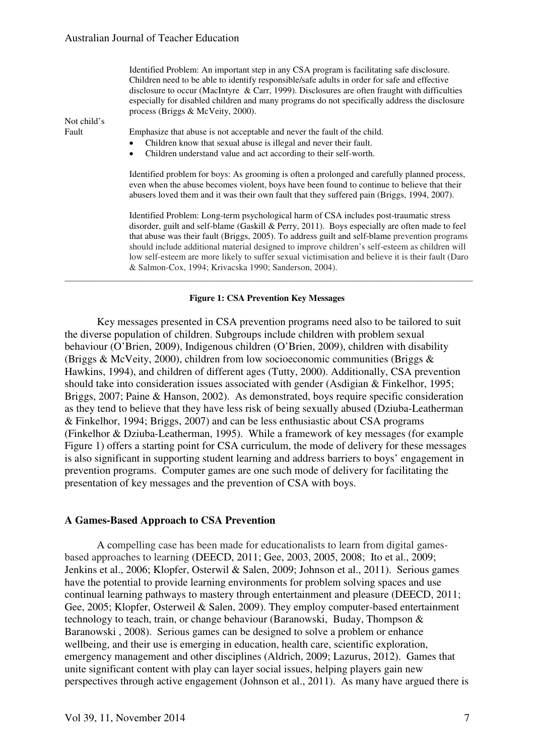Identified Problem: An important step in any CSA program is facilitating safe disclosure. Children need to be able to identify responsible/safe adults in order for safe and effective disclosure to occur (MacIntyre & Carr, 1999). Disclosures are often fraught with difficulties especially for disabled children and many programs do not specifically address the disclosure process (Briggs & McVeity, 2000).

**Not child's Fault**

Emphasize that abuse is not acceptable and never the fault of the child.

- Children know that sexual abuse is illegal and never their fault.
- Children understand value and act according to their self-worth.

Identified problem for boys: As grooming is often a prolonged and carefully planned process, even when the abuse becomes violent, boys have been found to continue to believe that their abusers loved them and it was their own fault that they suffered pain (Briggs, 1994, 2007).

Identified Problem: Long-term psychological harm of CSA includes post-traumatic stress disorder, guilt and self-blame (Gaskill & Perry, 2011). Boys especially are often made to feel that abuse was their fault (Briggs, 2005). To address guilt and self-blame prevention programs should include additional material designed to improve children's self-esteem as children will low self-esteem are more likely to suffer sexual victimisation and believe it is their fault (Daro & Salmon-Cox, 1994; Krivacska 1990; Sanderson, 2004).

**Figure 1: CSA Prevention Key Messages**

Key messages presented in CSA prevention programs need also to be tailored to suit the diverse population of children. Subgroups include children with problem sexual behaviour (O'Brien, 2009), Indigenous children (O'Brien, 2009), children with disability (Briggs & McVeity, 2000), children from low socioeconomic communities (Briggs & Hawkins, 1994), and children of different ages (Tutty, 2000). Additionally, CSA prevention should take into consideration issues associated with gender (Asdigian & Finkelhor, 1995; Briggs, 2007; Paine & Hanson, 2002). As demonstrated, boys require specific consideration as they tend to believe that they have less risk of being sexually abused (Dziuba-Leatherman & Finkelhor, 1994; Briggs, 2007) and can be less enthusiastic about CSA programs (Finkelhor & Dziuba-Leatherman, 1995). While a framework of key messages (for example Figure 1) offers a starting point for CSA curriculum, the mode of delivery for these messages is also significant in supporting student learning and address barriers to boys' engagement in prevention programs. Computer games are one such mode of delivery for facilitating the presentation of key messages and the prevention of CSA with boys.

## A Games-Based Approach to CSA Prevention

A compelling case has been made for educationalists to learn from digital games-based approaches to learning (DEECD, 2011; Gee, 2003, 2005, 2008; Ito et al., 2009; Jenkins et al., 2006; Klopfer, Osterwil & Salen, 2009; Johnson et al., 2011). Serious games have the potential to provide learning environments for problem solving spaces and use continual learning pathways to mastery through entertainment and pleasure (DEECD, 2011; Gee, 2005; Klopfer, Osterweil & Salen, 2009). They employ computer-based entertainment technology to teach, train, or change behaviour (Baranowski, Buday, Thompson & Baranowski , 2008). Serious games can be designed to solve a problem or enhance wellbeing, and their use is emerging in education, health care, scientific exploration, emergency management and other disciplines (Aldrich, 2009; Lazurus, 2012). Games that unite significant content with play can layer social issues, helping players gain new perspectives through active engagement (Johnson et al., 2011). As many have argued there is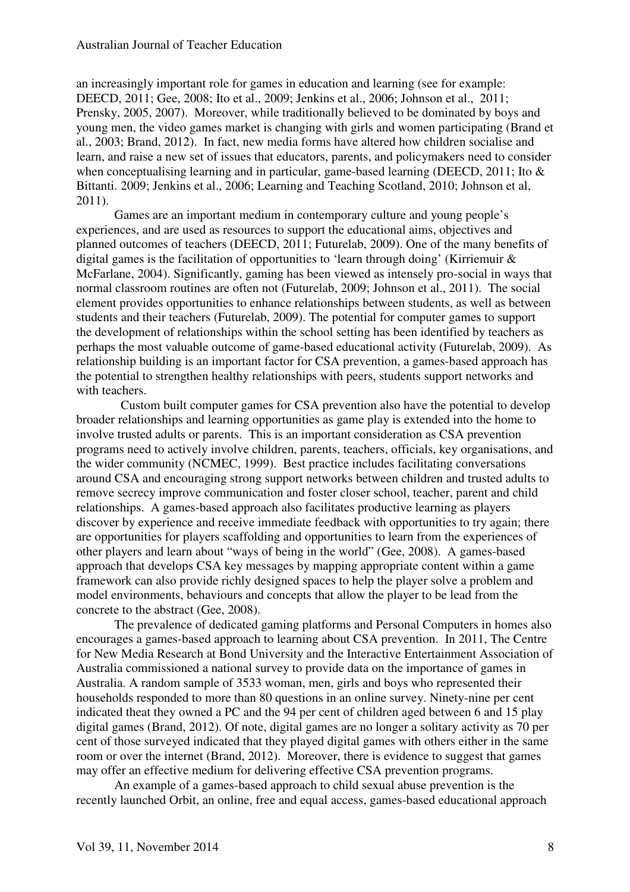an increasingly important role for games in education and learning (see for example: DEECD, 2011; Gee, 2008; Ito et al., 2009; Jenkins et al., 2006; Johnson et al., 2011; Prensky, 2005, 2007). Moreover, while traditionally believed to be dominated by boys and young men, the video games market is changing with girls and women participating (Brand et al., 2003; Brand, 2012). In fact, new media forms have altered how children socialise and learn, and raise a new set of issues that educators, parents, and policymakers need to consider when conceptualising learning and in particular, game-based learning (DEECD, 2011; Ito & Bittanti. 2009; Jenkins et al., 2006; Learning and Teaching Scotland, 2010; Johnson et al, 2011).

Games are an important medium in contemporary culture and young people's experiences, and are used as resources to support the educational aims, objectives and planned outcomes of teachers (DEECD, 2011; Futurelab, 2009). One of the many benefits of digital games is the facilitation of opportunities to 'learn through doing' (Kirriemuir & McFarlane, 2004). Significantly, gaming has been viewed as intensely pro-social in ways that normal classroom routines are often not (Futurelab, 2009; Johnson et al., 2011). The social element provides opportunities to enhance relationships between students, as well as between students and their teachers (Futurelab, 2009). The potential for computer games to support the development of relationships within the school setting has been identified by teachers as perhaps the most valuable outcome of game-based educational activity (Futurelab, 2009). As relationship building is an important factor for CSA prevention, a games-based approach has the potential to strengthen healthy relationships with peers, students support networks and with teachers.

Custom built computer games for CSA prevention also have the potential to develop broader relationships and learning opportunities as game play is extended into the home to involve trusted adults or parents. This is an important consideration as CSA prevention programs need to actively involve children, parents, teachers, officials, key organisations, and the wider community (NCMEC, 1999). Best practice includes facilitating conversations around CSA and encouraging strong support networks between children and trusted adults to remove secrecy improve communication and foster closer school, teacher, parent and child relationships. A games-based approach also facilitates productive learning as players discover by experience and receive immediate feedback with opportunities to try again; there are opportunities for players scaffolding and opportunities to learn from the experiences of other players and learn about "ways of being in the world" (Gee, 2008). A games-based approach that develops CSA key messages by mapping appropriate content within a game framework can also provide richly designed spaces to help the player solve a problem and model environments, behaviours and concepts that allow the player to be lead from the concrete to the abstract (Gee, 2008).

The prevalence of dedicated gaming platforms and Personal Computers in homes also encourages a games-based approach to learning about CSA prevention. In 2011, The Centre for New Media Research at Bond University and the Interactive Entertainment Association of Australia commissioned a national survey to provide data on the importance of games in Australia. A random sample of 3533 woman, men, girls and boys who represented their households responded to more than 80 questions in an online survey. Ninety-nine per cent indicated theat they owned a PC and the 94 per cent of children aged between 6 and 15 play digital games (Brand, 2012). Of note, digital games are no longer a solitary activity as 70 per cent of those surveyed indicated that they played digital games with others either in the same room or over the internet (Brand, 2012). Moreover, there is evidence to suggest that games may offer an effective medium for delivering effective CSA prevention programs.

An example of a games-based approach to child sexual abuse prevention is the recently launched Orbit, an online, free and equal access, games-based educational approach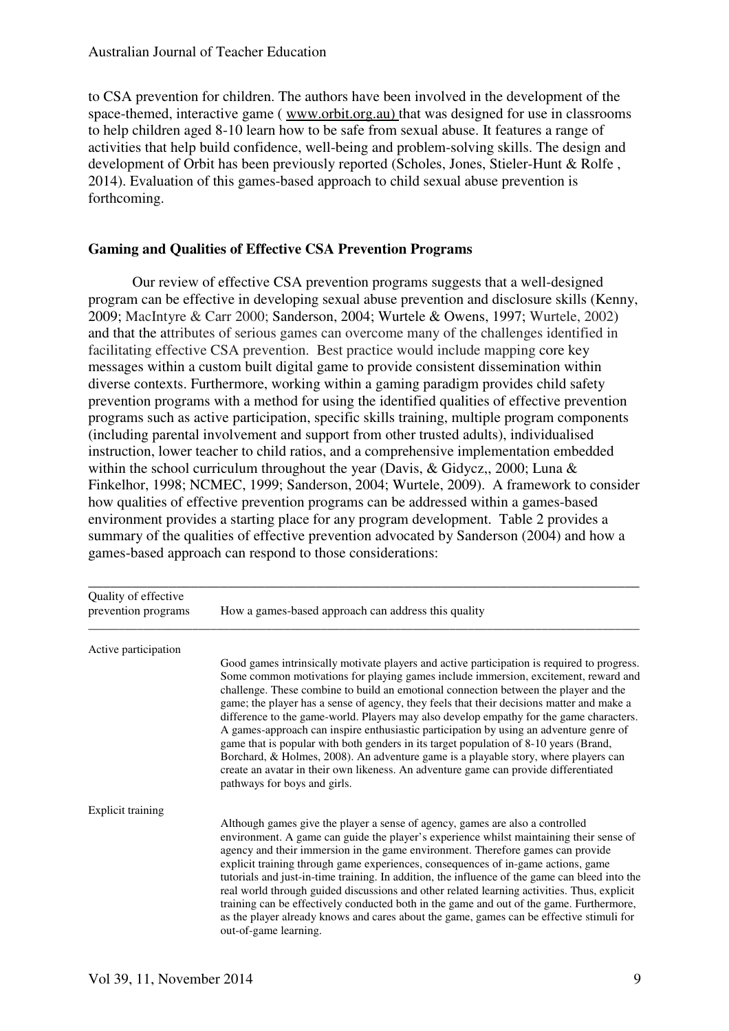to CSA prevention for children. The authors have been involved in the development of the space-themed, interactive game ( www.orbit.org.au) that was designed for use in classrooms to help children aged 8-10 learn how to be safe from sexual abuse. It features a range of activities that help build confidence, well-being and problem-solving skills. The design and development of Orbit has been previously reported (Scholes, Jones, Stieler-Hunt & Rolfe , 2014). Evaluation of this games-based approach to child sexual abuse prevention is forthcoming.

**Gaming and Qualities of Effective CSA Prevention Programs**

Our review of effective CSA prevention programs suggests that a well-designed program can be effective in developing sexual abuse prevention and disclosure skills (Kenny, 2009; MacIntyre & Carr 2000; Sanderson, 2004; Wurtele & Owens, 1997; Wurtele, 2002) and that the attributes of serious games can overcome many of the challenges identified in facilitating effective CSA prevention. Best practice would include mapping core key messages within a custom built digital game to provide consistent dissemination within diverse contexts. Furthermore, working within a gaming paradigm provides child safety prevention programs with a method for using the identified qualities of effective prevention programs such as active participation, specific skills training, multiple program components (including parental involvement and support from other trusted adults), individualised instruction, lower teacher to child ratios, and a comprehensive implementation embedded within the school curriculum throughout the year (Davis, & Gidycz,, 2000; Luna & Finkelhor, 1998; NCMEC, 1999; Sanderson, 2004; Wurtele, 2009). A framework to consider how qualities of effective prevention programs can be addressed within a games-based environment provides a starting place for any program development. Table 2 provides a summary of the qualities of effective prevention advocated by Sanderson (2004) and how a games-based approach can respond to those considerations:

| Quality of effective prevention programs | How a games-based approach can address this quality |
|---|---|
| Active participation | Good games intrinsically motivate players and active participation is required to progress. Some common motivations for playing games include immersion, excitement, reward and challenge. These combine to build an emotional connection between the player and the game; the player has a sense of agency, they feels that their decisions matter and make a difference to the game-world. Players may also develop empathy for the game characters. A games-approach can inspire enthusiastic participation by using an adventure genre of game that is popular with both genders in its target population of 8-10 years (Brand, Borchard, & Holmes, 2008). An adventure game is a playable story, where players can create an avatar in their own likeness. An adventure game can provide differentiated pathways for boys and girls. |
| Explicit training | Although games give the player a sense of agency, games are also a controlled environment. A game can guide the player's experience whilst maintaining their sense of agency and their immersion in the game environment. Therefore games can provide explicit training through game experiences, consequences of in-game actions, game tutorials and just-in-time training. In addition, the influence of the game can bleed into the real world through guided discussions and other related learning activities. Thus, explicit training can be effectively conducted both in the game and out of the game. Furthermore, as the player already knows and cares about the game, games can be effective stimuli for out-of-game learning. |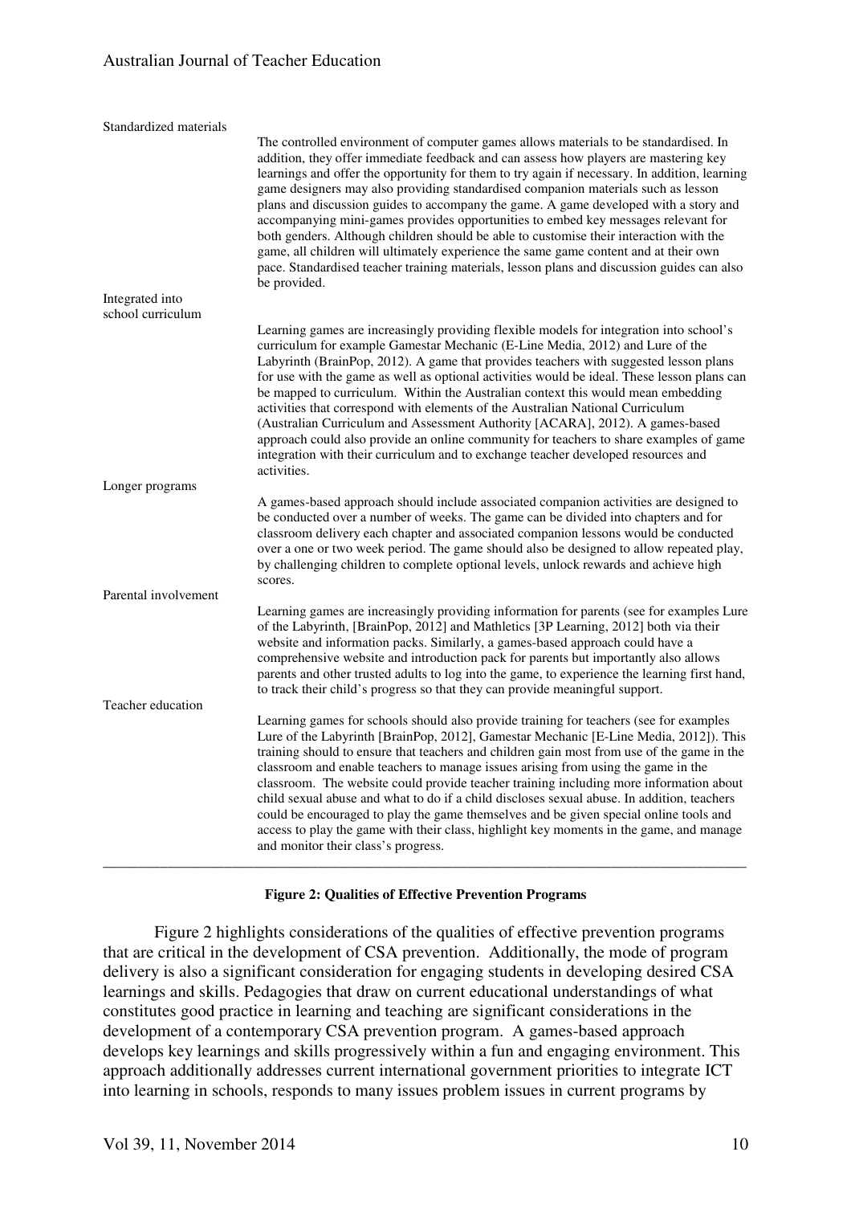| | |
|---|---|
| Standardized materials | The controlled environment of computer games allows materials to be standardised. In addition, they offer immediate feedback and can assess how players are mastering key learnings and offer the opportunity for them to try again if necessary. In addition, learning game designers may also providing standardised companion materials such as lesson plans and discussion guides to accompany the game. A game developed with a story and accompanying mini-games provides opportunities to embed key messages relevant for both genders. Although children should be able to customise their interaction with the game, all children will ultimately experience the same game content and at their own pace. Standardised teacher training materials, lesson plans and discussion guides can also be provided. |
| Integrated into school curriculum | Learning games are increasingly providing flexible models for integration into school's curriculum for example Gamestar Mechanic (E-Line Media, 2012) and Lure of the Labyrinth (BrainPop, 2012). A game that provides teachers with suggested lesson plans for use with the game as well as optional activities would be ideal. These lesson plans can be mapped to curriculum. Within the Australian context this would mean embedding activities that correspond with elements of the Australian National Curriculum (Australian Curriculum and Assessment Authority [ACARA], 2012). A games-based approach could also provide an online community for teachers to share examples of game integration with their curriculum and to exchange teacher developed resources and activities. |
| Longer programs | A games-based approach should include associated companion activities are designed to be conducted over a number of weeks. The game can be divided into chapters and for classroom delivery each chapter and associated companion lessons would be conducted over a one or two week period. The game should also be designed to allow repeated play, by challenging children to complete optional levels, unlock rewards and achieve high scores. |
| Parental involvement | Learning games are increasingly providing information for parents (see for examples Lure of the Labyrinth, [BrainPop, 2012] and Mathletics [3P Learning, 2012] both via their website and information packs. Similarly, a games-based approach could have a comprehensive website and introduction pack for parents but importantly also allows parents and other trusted adults to log into the game, to experience the learning first hand, to track their child's progress so that they can provide meaningful support. |
| Teacher education | Learning games for schools should also provide training for teachers (see for examples Lure of the Labyrinth [BrainPop, 2012], Gamestar Mechanic [E-Line Media, 2012]). This training should to ensure that teachers and children gain most from use of the game in the classroom and enable teachers to manage issues arising from using the game in the classroom. The website could provide teacher training including more information about child sexual abuse and what to do if a child discloses sexual abuse. In addition, teachers could be encouraged to play the game themselves and be given special online tools and access to play the game with their class, highlight key moments in the game, and manage and monitor their class's progress. |

**Figure 2: Qualities of Effective Prevention Programs**

Figure 2 highlights considerations of the qualities of effective prevention programs that are critical in the development of CSA prevention. Additionally, the mode of program delivery is also a significant consideration for engaging students in developing desired CSA learnings and skills. Pedagogies that draw on current educational understandings of what constitutes good practice in learning and teaching are significant considerations in the development of a contemporary CSA prevention program. A games-based approach develops key learnings and skills progressively within a fun and engaging environment. This approach additionally addresses current international government priorities to integrate ICT into learning in schools, responds to many issues problem issues in current programs by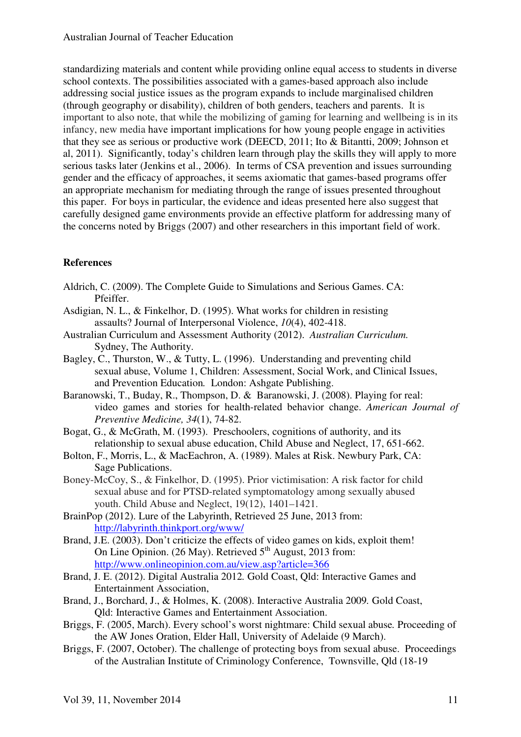standardizing materials and content while providing online equal access to students in diverse school contexts. The possibilities associated with a games-based approach also include addressing social justice issues as the program expands to include marginalised children (through geography or disability), children of both genders, teachers and parents. It is important to also note, that while the mobilizing of gaming for learning and wellbeing is in its infancy, new media have important implications for how young people engage in activities that they see as serious or productive work (DEECD, 2011; Ito & Bitantti, 2009; Johnson et al, 2011). Significantly, today's children learn through play the skills they will apply to more serious tasks later (Jenkins et al., 2006). In terms of CSA prevention and issues surrounding gender and the efficacy of approaches, it seems axiomatic that games-based programs offer an appropriate mechanism for mediating through the range of issues presented throughout this paper. For boys in particular, the evidence and ideas presented here also suggest that carefully designed game environments provide an effective platform for addressing many of the concerns noted by Briggs (2007) and other researchers in this important field of work.

**References**

Aldrich, C. (2009). The Complete Guide to Simulations and Serious Games. CA: Pfeiffer.

Asdigian, N. L., & Finkelhor, D. (1995). What works for children in resisting assaults? Journal of Interpersonal Violence, *10*(4), 402-418.

Australian Curriculum and Assessment Authority (2012). *Australian Curriculum.* Sydney, The Authority.

Bagley, C., Thurston, W., & Tutty, L. (1996). Understanding and preventing child sexual abuse, Volume 1, Children: Assessment, Social Work, and Clinical Issues, and Prevention Education*.* London: Ashgate Publishing.

Baranowski, T., Buday, R., Thompson, D. & Baranowski, J. (2008). Playing for real: video games and stories for health-related behavior change. *American Journal of Preventive Medicine, 34*(1), 74-82.

Bogat, G., & McGrath, M. (1993). Preschoolers, cognitions of authority, and its relationship to sexual abuse education, Child Abuse and Neglect, 17, 651-662.

Bolton, F., Morris, L., & MacEachron, A. (1989). Males at Risk. Newbury Park, CA: Sage Publications.

Boney-McCoy, S., & Finkelhor, D. (1995). Prior victimisation: A risk factor for child sexual abuse and for PTSD-related symptomatology among sexually abused youth. Child Abuse and Neglect, 19(12), 1401–1421.

BrainPop (2012). Lure of the Labyrinth, Retrieved 25 June, 2013 from: http://labyrinth.thinkport.org/www/

Brand, J.E. (2003). Don't criticize the effects of video games on kids, exploit them! On Line Opinion. (26 May). Retrieved 5th August, 2013 from: http://www.onlineopinion.com.au/view.asp?article=366

Brand, J. E. (2012). Digital Australia 2012*.* Gold Coast, Qld: Interactive Games and Entertainment Association,

Brand, J., Borchard, J., & Holmes, K. (2008). Interactive Australia 2009*.* Gold Coast, Qld: Interactive Games and Entertainment Association.

Briggs, F. (2005, March). Every school's worst nightmare: Child sexual abuse*.* Proceeding of the AW Jones Oration, Elder Hall, University of Adelaide (9 March).

Briggs, F. (2007, October). The challenge of protecting boys from sexual abuse. Proceedings of the Australian Institute of Criminology Conference, Townsville, Qld (18-19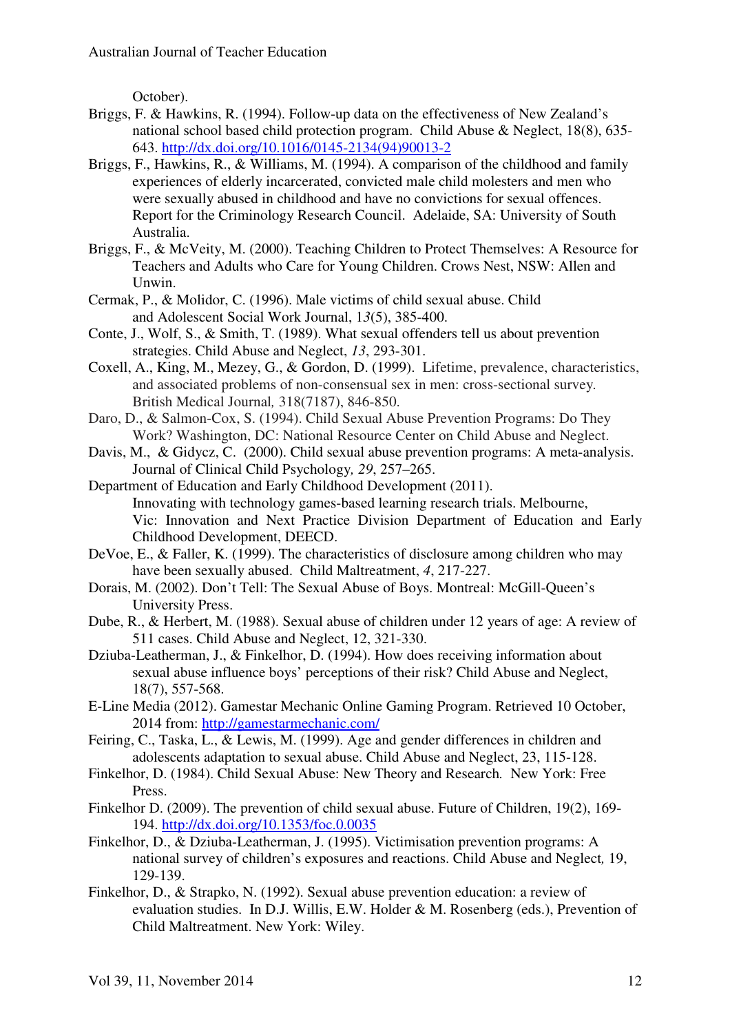October).

Briggs, F. & Hawkins, R. (1994). Follow-up data on the effectiveness of New Zealand's national school based child protection program. Child Abuse & Neglect, 18(8), 635-643. http://dx.doi.org/10.1016/0145-2134(94)90013-2

Briggs, F., Hawkins, R., & Williams, M. (1994). A comparison of the childhood and family experiences of elderly incarcerated, convicted male child molesters and men who were sexually abused in childhood and have no convictions for sexual offences. Report for the Criminology Research Council. Adelaide, SA: University of South Australia.

Briggs, F., & McVeity, M. (2000). Teaching Children to Protect Themselves: A Resource for Teachers and Adults who Care for Young Children. Crows Nest, NSW: Allen and Unwin.

Cermak, P., & Molidor, C. (1996). Male victims of child sexual abuse. Child and Adolescent Social Work Journal, 1*3*(5), 385-400.

Conte, J., Wolf, S., & Smith, T. (1989). What sexual offenders tell us about prevention strategies. Child Abuse and Neglect, *13*, 293-301.

Coxell, A., King, M., Mezey, G., & Gordon, D. (1999). Lifetime, prevalence, characteristics, and associated problems of non-consensual sex in men: cross-sectional survey. British Medical Journal*,* 318(7187), 846-850.

Daro, D., & Salmon-Cox, S. (1994). Child Sexual Abuse Prevention Programs: Do They Work? Washington, DC: National Resource Center on Child Abuse and Neglect.

Davis, M., & Gidycz, C. (2000). Child sexual abuse prevention programs: A meta-analysis. Journal of Clinical Child Psychology*, 29*, 257–265.

Department of Education and Early Childhood Development (2011). Innovating with technology games-based learning research trials. Melbourne, Vic: Innovation and Next Practice Division Department of Education and Early Childhood Development, DEECD.

DeVoe, E., & Faller, K. (1999). The characteristics of disclosure among children who may have been sexually abused. Child Maltreatment, *4*, 217-227.

Dorais, M. (2002). Don't Tell: The Sexual Abuse of Boys. Montreal: McGill-Queen's University Press.

Dube, R., & Herbert, M. (1988). Sexual abuse of children under 12 years of age: A review of 511 cases. Child Abuse and Neglect, 12, 321-330.

Dziuba-Leatherman, J., & Finkelhor, D. (1994). How does receiving information about sexual abuse influence boys' perceptions of their risk? Child Abuse and Neglect, 18(7), 557-568.

E-Line Media (2012). Gamestar Mechanic Online Gaming Program. Retrieved 10 October, 2014 from: http://gamestarmechanic.com/

Feiring, C., Taska, L., & Lewis, M. (1999). Age and gender differences in children and adolescents adaptation to sexual abuse. Child Abuse and Neglect, 23, 115-128.

Finkelhor, D. (1984). Child Sexual Abuse: New Theory and Research*.* New York: Free Press.

Finkelhor D. (2009). The prevention of child sexual abuse. Future of Children, 19(2), 169-194. http://dx.doi.org/10.1353/foc.0.0035

Finkelhor, D., & Dziuba-Leatherman, J. (1995). Victimisation prevention programs: A national survey of children's exposures and reactions. Child Abuse and Neglect*,* 19, 129-139.

Finkelhor, D., & Strapko, N. (1992). Sexual abuse prevention education: a review of evaluation studies. In D.J. Willis, E.W. Holder & M. Rosenberg (eds.), Prevention of Child Maltreatment. New York: Wiley.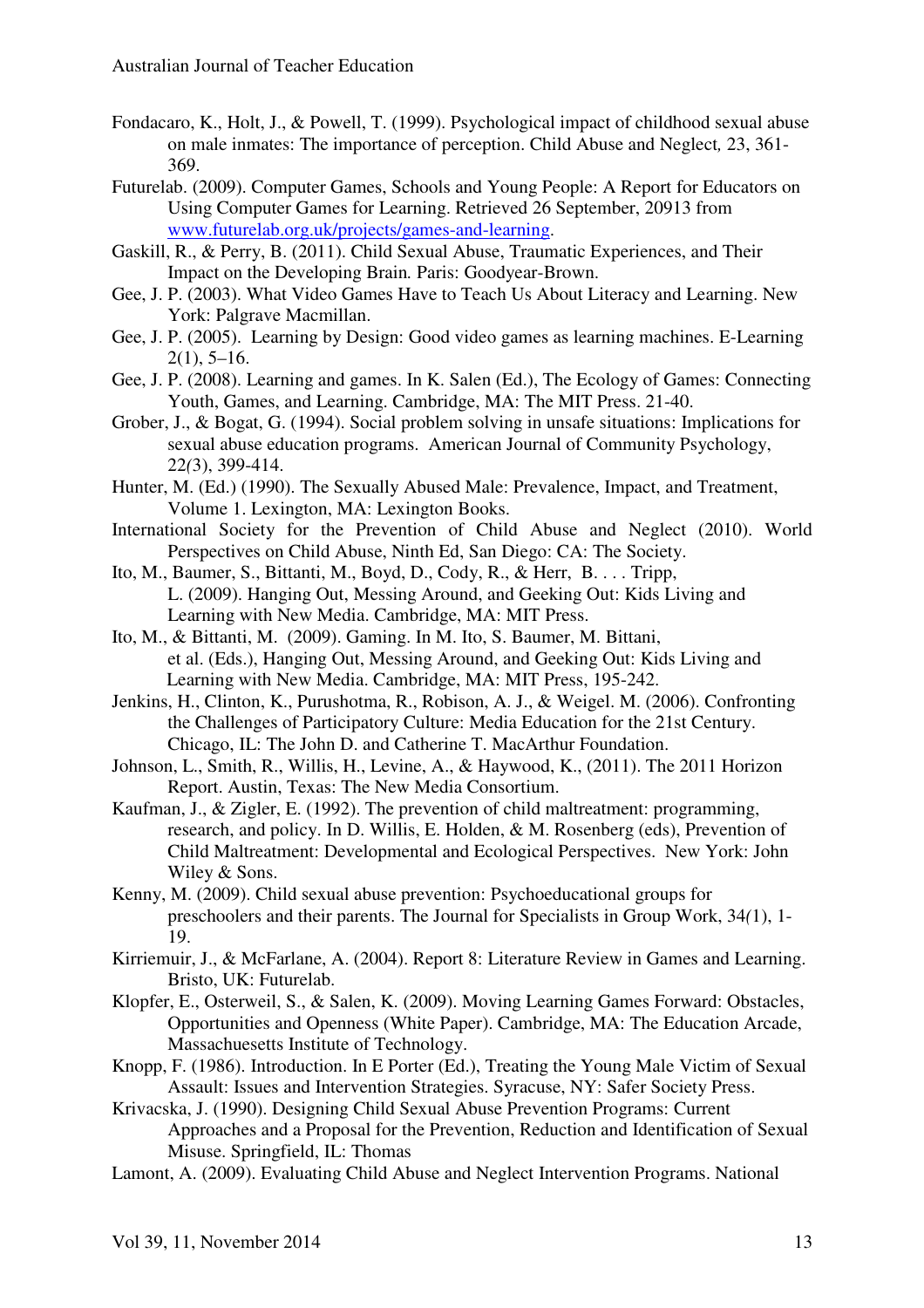Fondacaro, K., Holt, J., & Powell, T. (1999). Psychological impact of childhood sexual abuse on male inmates: The importance of perception. Child Abuse and Neglect*,* 23, 361-369.

Futurelab. (2009). Computer Games, Schools and Young People: A Report for Educators on Using Computer Games for Learning. Retrieved 26 September, 20913 from www.futurelab.org.uk/projects/games-and-learning.

Gaskill, R., & Perry, B. (2011). Child Sexual Abuse, Traumatic Experiences, and Their Impact on the Developing Brain*.* Paris: Goodyear-Brown.

Gee, J. P. (2003). What Video Games Have to Teach Us About Literacy and Learning. New York: Palgrave Macmillan.

Gee, J. P. (2005). Learning by Design: Good video games as learning machines. E-Learning 2(1), 5–16.

Gee, J. P. (2008). Learning and games. In K. Salen (Ed.), The Ecology of Games: Connecting Youth, Games, and Learning. Cambridge, MA: The MIT Press. 21-40.

Grober, J., & Bogat, G. (1994). Social problem solving in unsafe situations: Implications for sexual abuse education programs. American Journal of Community Psychology, 22*(*3), 399-414.

Hunter, M. (Ed.) (1990). The Sexually Abused Male: Prevalence, Impact, and Treatment, Volume 1. Lexington, MA: Lexington Books.

International Society for the Prevention of Child Abuse and Neglect (2010). World Perspectives on Child Abuse, Ninth Ed, San Diego: CA: The Society.

Ito, M., Baumer, S., Bittanti, M., Boyd, D., Cody, R., & Herr, B. . . . Tripp, L. (2009). Hanging Out, Messing Around, and Geeking Out: Kids Living and Learning with New Media. Cambridge, MA: MIT Press.

Ito, M., & Bittanti, M. (2009). Gaming. In M. Ito, S. Baumer, M. Bittani, et al. (Eds.), Hanging Out, Messing Around, and Geeking Out: Kids Living and Learning with New Media. Cambridge, MA: MIT Press, 195-242.

Jenkins, H., Clinton, K., Purushotma, R., Robison, A. J., & Weigel. M. (2006). Confronting the Challenges of Participatory Culture: Media Education for the 21st Century. Chicago, IL: The John D. and Catherine T. MacArthur Foundation.

Johnson, L., Smith, R., Willis, H., Levine, A., & Haywood, K., (2011). The 2011 Horizon Report. Austin, Texas: The New Media Consortium.

Kaufman, J., & Zigler, E. (1992). The prevention of child maltreatment: programming, research, and policy. In D. Willis, E. Holden, & M. Rosenberg (eds), Prevention of Child Maltreatment: Developmental and Ecological Perspectives. New York: John Wiley & Sons.

Kenny, M. (2009). Child sexual abuse prevention: Psychoeducational groups for preschoolers and their parents. The Journal for Specialists in Group Work, 34*(*1), 1-19.

Kirriemuir, J., & McFarlane, A. (2004). Report 8: Literature Review in Games and Learning. Bristo, UK: Futurelab.

Klopfer, E., Osterweil, S., & Salen, K. (2009). Moving Learning Games Forward: Obstacles, Opportunities and Openness (White Paper). Cambridge, MA: The Education Arcade, Massachuesetts Institute of Technology.

Knopp, F. (1986). Introduction. In E Porter (Ed.), Treating the Young Male Victim of Sexual Assault: Issues and Intervention Strategies. Syracuse, NY: Safer Society Press.

Krivacska, J. (1990). Designing Child Sexual Abuse Prevention Programs: Current Approaches and a Proposal for the Prevention, Reduction and Identification of Sexual Misuse. Springfield, IL: Thomas

Lamont, A. (2009). Evaluating Child Abuse and Neglect Intervention Programs. National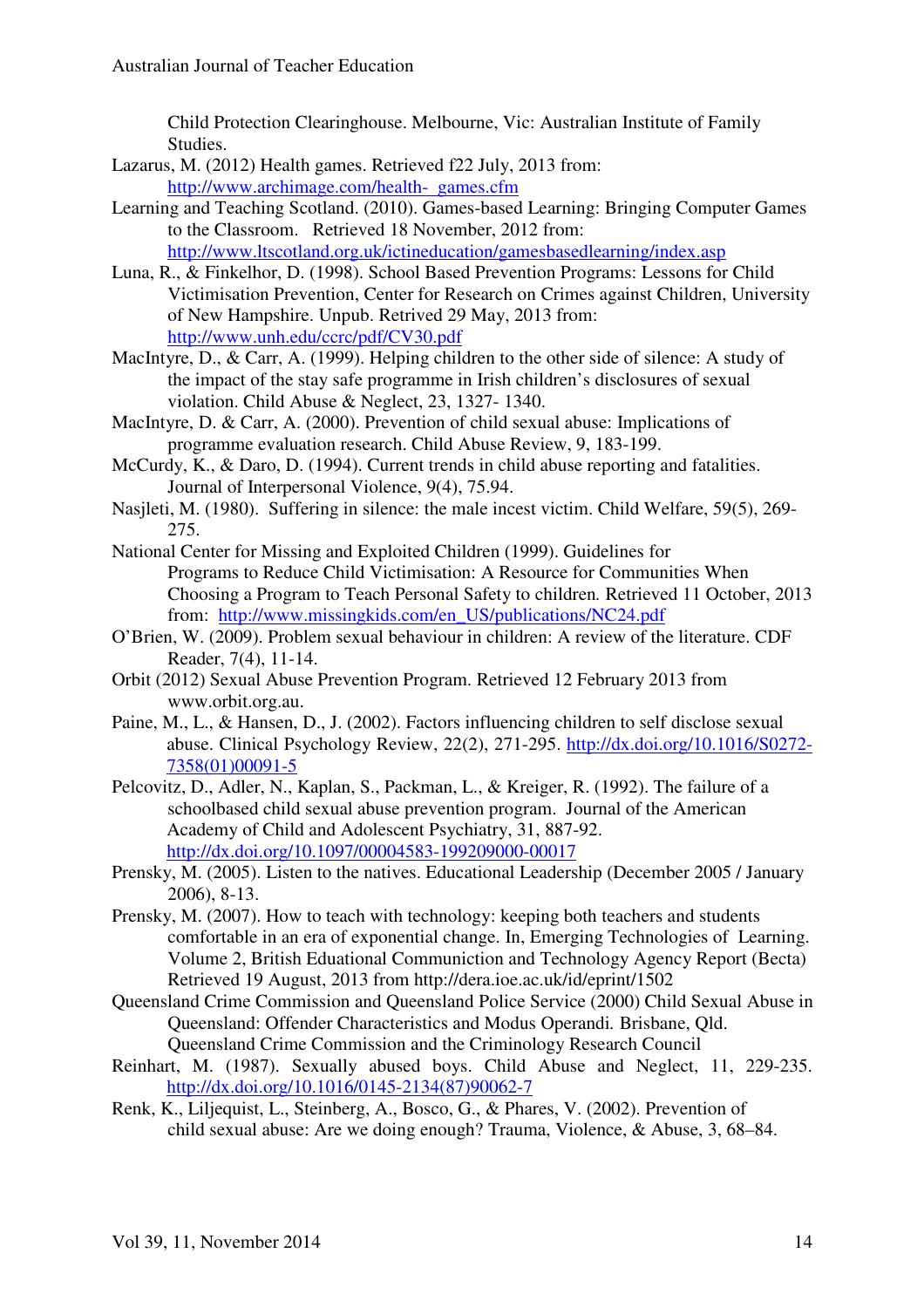Child Protection Clearinghouse. Melbourne, Vic: Australian Institute of Family Studies.

Lazarus, M. (2012) Health games. Retrieved f22 July, 2013 from: http://www.archimage.com/health- games.cfm

Learning and Teaching Scotland. (2010). Games-based Learning: Bringing Computer Games to the Classroom. Retrieved 18 November, 2012 from: http://www.ltscotland.org.uk/ictineducation/gamesbasedlearning/index.asp

Luna, R., & Finkelhor, D. (1998). School Based Prevention Programs: Lessons for Child Victimisation Prevention, Center for Research on Crimes against Children, University of New Hampshire. Unpub. Retrived 29 May, 2013 from: http://www.unh.edu/ccrc/pdf/CV30.pdf

MacIntyre, D., & Carr, A. (1999). Helping children to the other side of silence: A study of the impact of the stay safe programme in Irish children's disclosures of sexual violation. Child Abuse & Neglect, 23, 1327- 1340.

MacIntyre, D. & Carr, A. (2000). Prevention of child sexual abuse: Implications of programme evaluation research. Child Abuse Review, 9, 183-199.

McCurdy, K., & Daro, D. (1994). Current trends in child abuse reporting and fatalities. Journal of Interpersonal Violence, 9(4), 75.94.

Nasjleti, M. (1980). Suffering in silence: the male incest victim. Child Welfare, 59(5), 269-275.

National Center for Missing and Exploited Children (1999). Guidelines for Programs to Reduce Child Victimisation: A Resource for Communities When Choosing a Program to Teach Personal Safety to children. Retrieved 11 October, 2013 from: http://www.missingkids.com/en_US/publications/NC24.pdf

O'Brien, W. (2009). Problem sexual behaviour in children: A review of the literature. CDF Reader, 7(4), 11-14.

Orbit (2012) Sexual Abuse Prevention Program. Retrieved 12 February 2013 from www.orbit.org.au.

Paine, M., L., & Hansen, D., J. (2002). Factors influencing children to self disclose sexual abuse. Clinical Psychology Review, 22(2), 271-295. http://dx.doi.org/10.1016/S0272-7358(01)00091-5

Pelcovitz, D., Adler, N., Kaplan, S., Packman, L., & Kreiger, R. (1992). The failure of a schoolbased child sexual abuse prevention program. Journal of the American Academy of Child and Adolescent Psychiatry, 31, 887-92. http://dx.doi.org/10.1097/00004583-199209000-00017

Prensky, M. (2005). Listen to the natives. Educational Leadership (December 2005 / January 2006), 8-13.

Prensky, M. (2007). How to teach with technology: keeping both teachers and students comfortable in an era of exponential change. In, Emerging Technologies of Learning. Volume 2, British Eduational Communiction and Technology Agency Report (Becta) Retrieved 19 August, 2013 from http://dera.ioe.ac.uk/id/eprint/1502

Queensland Crime Commission and Queensland Police Service (2000) Child Sexual Abuse in Queensland: Offender Characteristics and Modus Operandi. Brisbane, Qld. Queensland Crime Commission and the Criminology Research Council

Reinhart, M. (1987). Sexually abused boys. Child Abuse and Neglect, 11, 229-235. http://dx.doi.org/10.1016/0145-2134(87)90062-7

Renk, K., Liljequist, L., Steinberg, A., Bosco, G., & Phares, V. (2002). Prevention of child sexual abuse: Are we doing enough? Trauma, Violence, & Abuse, 3, 68–84.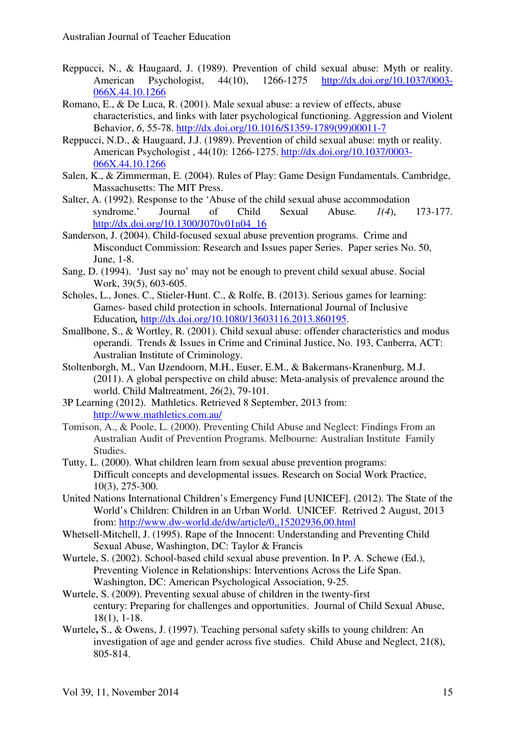Reppucci, N., & Haugaard, J. (1989). Prevention of child sexual abuse: Myth or reality. American Psychologist, 44(10), 1266-1275 http://dx.doi.org/10.1037/0003-066X.44.10.1266

Romano, E., & De Luca, R. (2001). Male sexual abuse: a review of effects, abuse characteristics, and links with later psychological functioning. Aggression and Violent Behavior, *6*, 55-78. http://dx.doi.org/10.1016/S1359-1789(99)00011-7

Reppucci, N.D., & Haugaard, J.J. (1989). Prevention of child sexual abuse: myth or reality. American Psychologist , 44(10): 1266-1275. http://dx.doi.org/10.1037/0003-066X.44.10.1266

Salen, K., & Zimmerman, E. (2004). Rules of Play: Game Design Fundamentals. Cambridge, Massachusetts: The MIT Press.

Salter, A. (1992). Response to the 'Abuse of the child sexual abuse accommodation syndrome.' Journal of Child Sexual Abuse*.* *1(4*), 173-177. http://dx.doi.org/10.1300/J070v01n04_16

Sanderson, J. (2004). Child-focused sexual abuse prevention programs. Crime and Misconduct Commission: Research and Issues paper Series. Paper series No. 50, June, 1-8.

Sang, D. (1994). 'Just say no' may not be enough to prevent child sexual abuse. Social Work, 39(5), 603-605.

Scholes, L., Jones. C., Stieler-Hunt. C., & Rolfe, B. (2013). Serious games for learning: Games- based child protection in schools. International Journal of Inclusive Education*,* http://dx.doi.org/10.1080/13603116.2013.860195.

Smallbone, S., & Wortley, R. (2001). Child sexual abuse: offender characteristics and modus operandi. Trends & Issues in Crime and Criminal Justice, No. 193, Canberra, ACT: Australian Institute of Criminology.

Stoltenborgh, M., Van IJzendoorn, M.H., Euser, E.M., & Bakermans-Kranenburg, M.J. (2011). A global perspective on child abuse: Meta-analysis of prevalence around the world. Child Maltreatment, *26*(2), 79-101.

3P Learning (2012). Mathletics. Retrieved 8 September, 2013 from: http://www.mathletics.com.au/

Tomison, A., & Poole, L. (2000). Preventing Child Abuse and Neglect: Findings From an Australian Audit of Prevention Programs. Melbourne: Australian Institute Family Studies.

Tutty, L. (2000). What children learn from sexual abuse prevention programs: Difficult concepts and developmental issues. Research on Social Work Practice, 10(3), 275-300.

United Nations International Children's Emergency Fund [UNICEF]. (2012). The State of the World's Children: Children in an Urban World. UNICEF. Retrived 2 August, 2013 from: http://www.dw-world.de/dw/article/0,,15202936,00.html

Whetsell-Mitchell, J. (1995). Rape of the Innocent: Understanding and Preventing Child Sexual Abuse, Washington, DC: Taylor & Francis

Wurtele, S. (2002). School-based child sexual abuse prevention. In P. A. Schewe (Ed.), Preventing Violence in Relationships: Interventions Across the Life Span. Washington, DC: American Psychological Association, 9-25.

Wurtele, S. (2009). Preventing sexual abuse of children in the twenty-first century: Preparing for challenges and opportunities. Journal of Child Sexual Abuse, 18(1), 1-18.

Wurtele**,** S., & Owens, J. (1997). Teaching personal safety skills to young children: An investigation of age and gender across five studies. Child Abuse and Neglect, 21(8), 805-814.